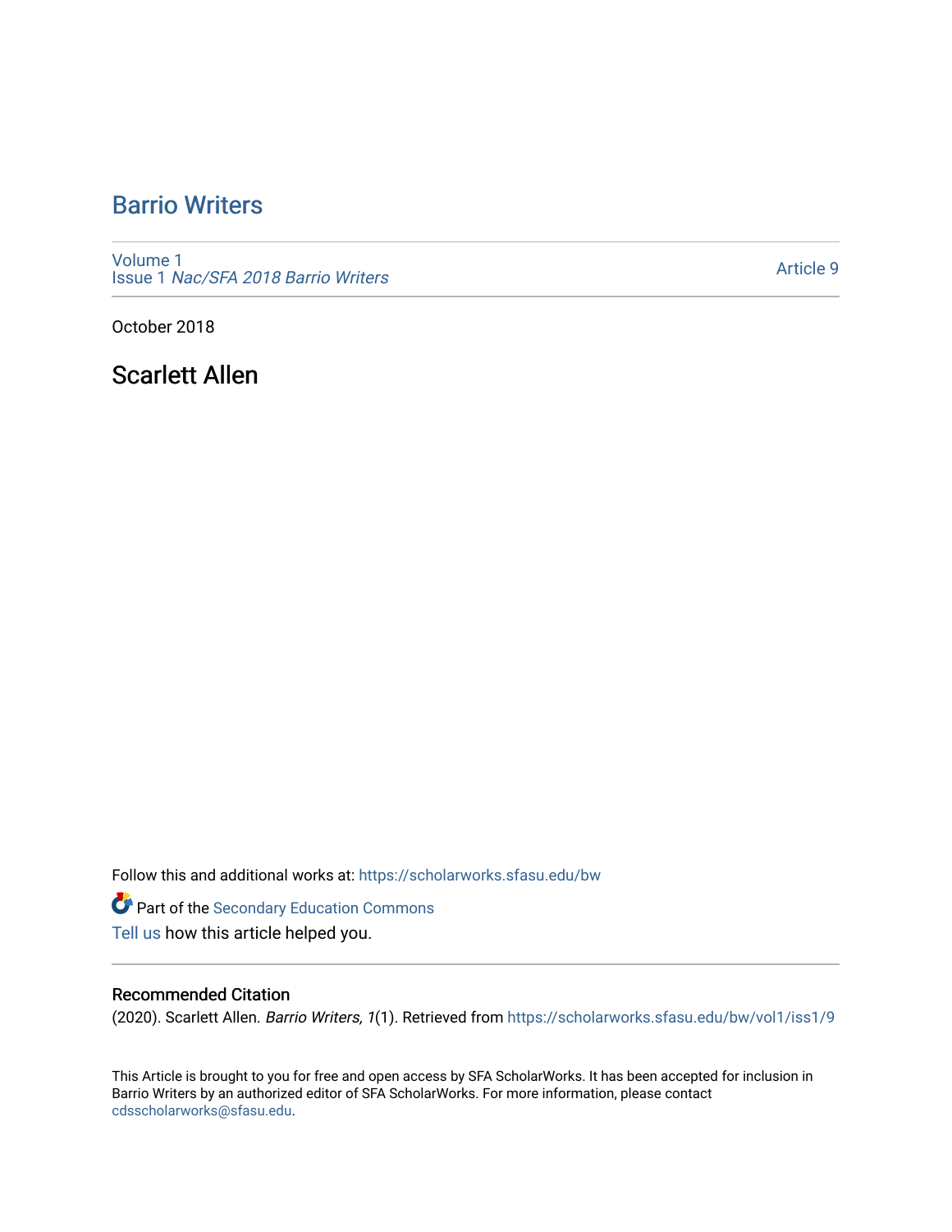# Barrio Writers

Volume 1
Issue 1 *Nac/SFA 2018 Barrio Writers*

Article 9

October 2018

## Scarlett Allen

Follow this and additional works at: https://scholarworks.sfasu.edu/bw

Part of the Secondary Education Commons

Tell us how this article helped you.

### Recommended Citation

(2020). Scarlett Allen. *Barrio Writers, 1*(1). Retrieved from https://scholarworks.sfasu.edu/bw/vol1/iss1/9

This Article is brought to you for free and open access by SFA ScholarWorks. It has been accepted for inclusion in Barrio Writers by an authorized editor of SFA ScholarWorks. For more information, please contact cdsscholarworks@sfasu.edu.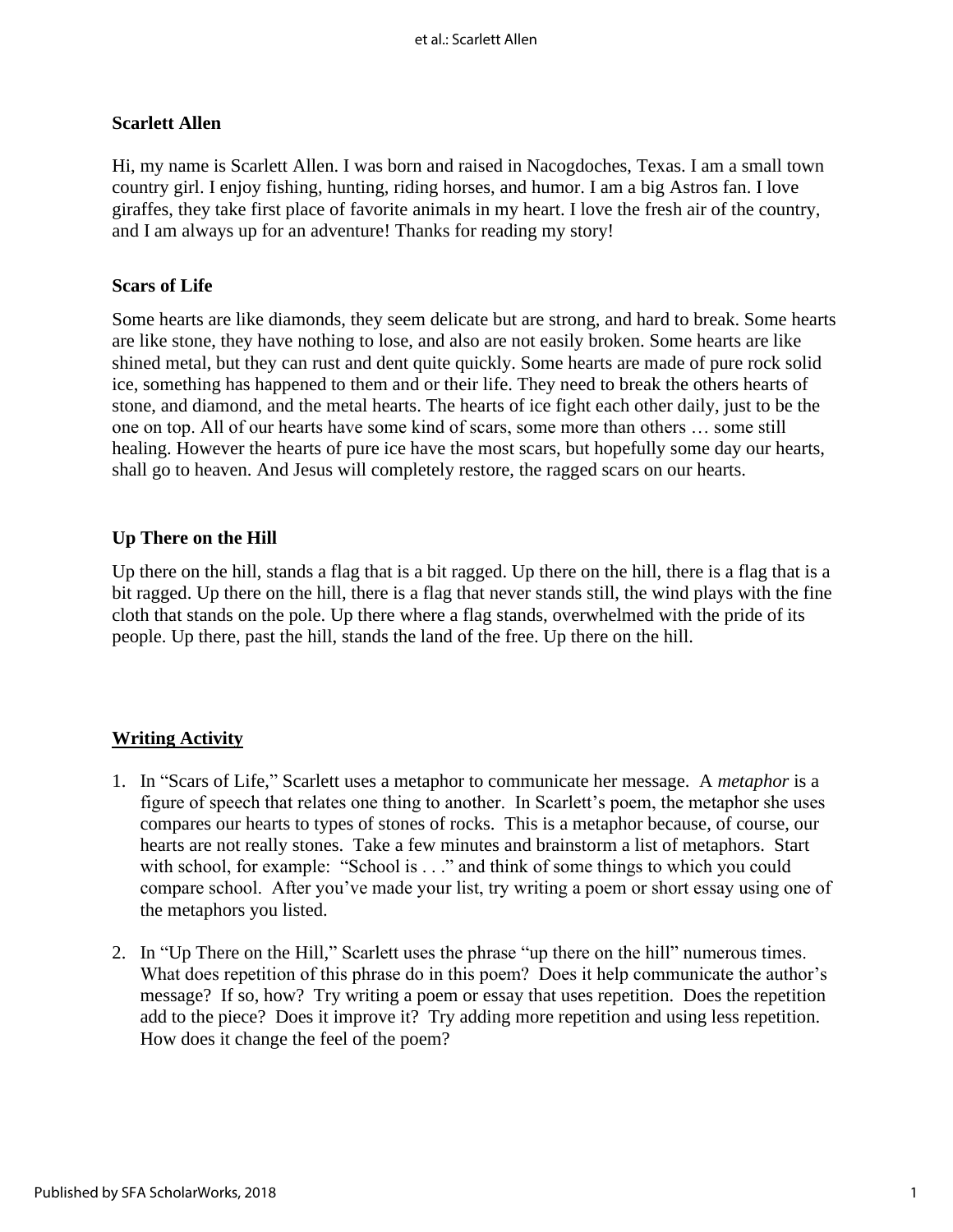**Scarlett Allen**

Hi, my name is Scarlett Allen. I was born and raised in Nacogdoches, Texas. I am a small town country girl. I enjoy fishing, hunting, riding horses, and humor. I am a big Astros fan. I love giraffes, they take first place of favorite animals in my heart. I love the fresh air of the country, and I am always up for an adventure! Thanks for reading my story!

**Scars of Life**

Some hearts are like diamonds, they seem delicate but are strong, and hard to break. Some hearts are like stone, they have nothing to lose, and also are not easily broken. Some hearts are like shined metal, but they can rust and dent quite quickly. Some hearts are made of pure rock solid ice, something has happened to them and or their life. They need to break the others hearts of stone, and diamond, and the metal hearts. The hearts of ice fight each other daily, just to be the one on top. All of our hearts have some kind of scars, some more than others … some still healing. However the hearts of pure ice have the most scars, but hopefully some day our hearts, shall go to heaven. And Jesus will completely restore, the ragged scars on our hearts.

**Up There on the Hill**

Up there on the hill, stands a flag that is a bit ragged. Up there on the hill, there is a flag that is a bit ragged. Up there on the hill, there is a flag that never stands still, the wind plays with the fine cloth that stands on the pole. Up there where a flag stands, overwhelmed with the pride of its people. Up there, past the hill, stands the land of the free. Up there on the hill.

**Writing Activity**

1. In "Scars of Life," Scarlett uses a metaphor to communicate her message. A *metaphor* is a figure of speech that relates one thing to another. In Scarlett's poem, the metaphor she uses compares our hearts to types of stones of rocks. This is a metaphor because, of course, our hearts are not really stones. Take a few minutes and brainstorm a list of metaphors. Start with school, for example: "School is . . ." and think of some things to which you could compare school. After you've made your list, try writing a poem or short essay using one of the metaphors you listed.

2. In "Up There on the Hill," Scarlett uses the phrase "up there on the hill" numerous times. What does repetition of this phrase do in this poem? Does it help communicate the author's message? If so, how? Try writing a poem or essay that uses repetition. Does the repetition add to the piece? Does it improve it? Try adding more repetition and using less repetition. How does it change the feel of the poem?